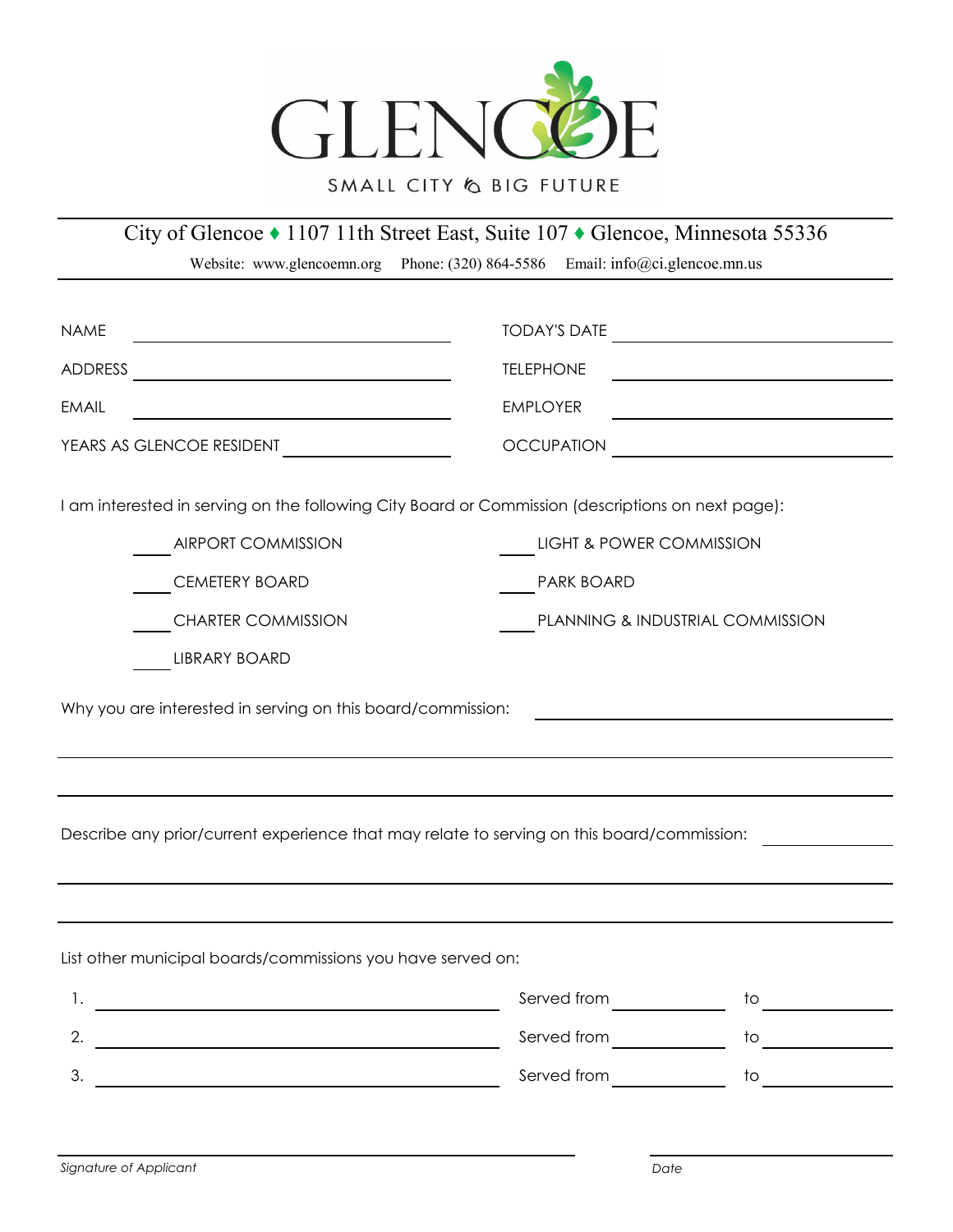# GLENCOE

SMALL CITY BIG FUTURE

City of Glencoe ♦ 1107 11th Street East, Suite 107 ♦ Glencoe, Minnesota 55336

Website: www.glencoemn.org Phone: (320) 864-5586 Email: info@ci.glencoe.mn.us

NAME ______________________ TODAY'S DATE ______________________

ADDRESS ______________________ TELEPHONE ______________________

EMAIL ______________________ EMPLOYER ______________________

YEARS AS GLENCOE RESIDENT ____________ OCCUPATION ______________________

I am interested in serving on the following City Board or Commission (descriptions on next page):

____ AIRPORT COMMISSION

____ CEMETERY BOARD

____ CHARTER COMMISSION

____ LIBRARY BOARD

____ LIGHT & POWER COMMISSION

____ PARK BOARD

____ PLANNING & INDUSTRIAL COMMISSION

Why you are interested in serving on this board/commission: ______________________

__________________________________________________________________

__________________________________________________________________

Describe any prior/current experience that may relate to serving on this board/commission: ________

__________________________________________________________________

__________________________________________________________________

List other municipal boards/commissions you have served on:

1. ______________________ Served from ____________ to ____________

2. ______________________ Served from ____________ to ____________

3. ______________________ Served from ____________ to ____________

______________________________ ______________________

*Signature of Applicant* *Date*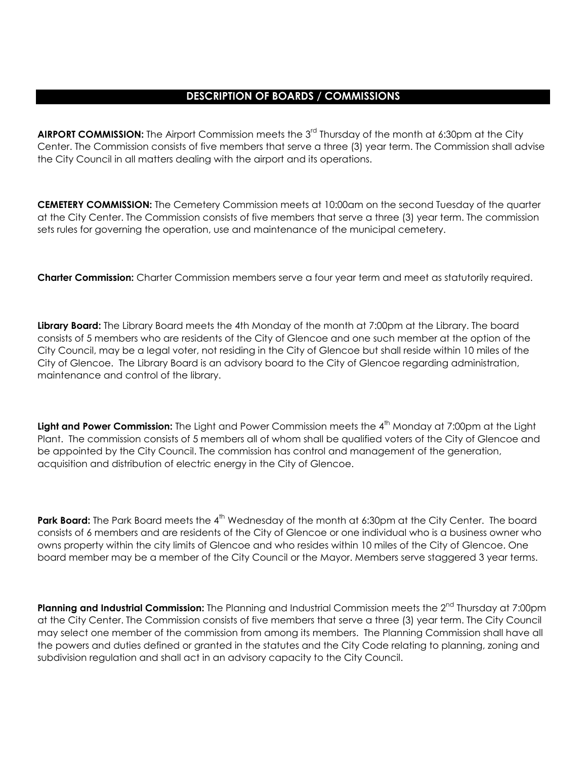## DESCRIPTION OF BOARDS / COMMISSIONS

**AIRPORT COMMISSION:** The Airport Commission meets the 3rd Thursday of the month at 6:30pm at the City Center. The Commission consists of five members that serve a three (3) year term. The Commission shall advise the City Council in all matters dealing with the airport and its operations.

**CEMETERY COMMISSION:** The Cemetery Commission meets at 10:00am on the second Tuesday of the quarter at the City Center. The Commission consists of five members that serve a three (3) year term. The commission sets rules for governing the operation, use and maintenance of the municipal cemetery.

**Charter Commission:** Charter Commission members serve a four year term and meet as statutorily required.

**Library Board:** The Library Board meets the 4th Monday of the month at 7:00pm at the Library. The board consists of 5 members who are residents of the City of Glencoe and one such member at the option of the City Council, may be a legal voter, not residing in the City of Glencoe but shall reside within 10 miles of the City of Glencoe. The Library Board is an advisory board to the City of Glencoe regarding administration, maintenance and control of the library.

**Light and Power Commission:** The Light and Power Commission meets the 4th Monday at 7:00pm at the Light Plant. The commission consists of 5 members all of whom shall be qualified voters of the City of Glencoe and be appointed by the City Council. The commission has control and management of the generation, acquisition and distribution of electric energy in the City of Glencoe.

**Park Board:** The Park Board meets the 4th Wednesday of the month at 6:30pm at the City Center. The board consists of 6 members and are residents of the City of Glencoe or one individual who is a business owner who owns property within the city limits of Glencoe and who resides within 10 miles of the City of Glencoe. One board member may be a member of the City Council or the Mayor. Members serve staggered 3 year terms.

**Planning and Industrial Commission:** The Planning and Industrial Commission meets the 2nd Thursday at 7:00pm at the City Center. The Commission consists of five members that serve a three (3) year term. The City Council may select one member of the commission from among its members. The Planning Commission shall have all the powers and duties defined or granted in the statutes and the City Code relating to planning, zoning and subdivision regulation and shall act in an advisory capacity to the City Council.